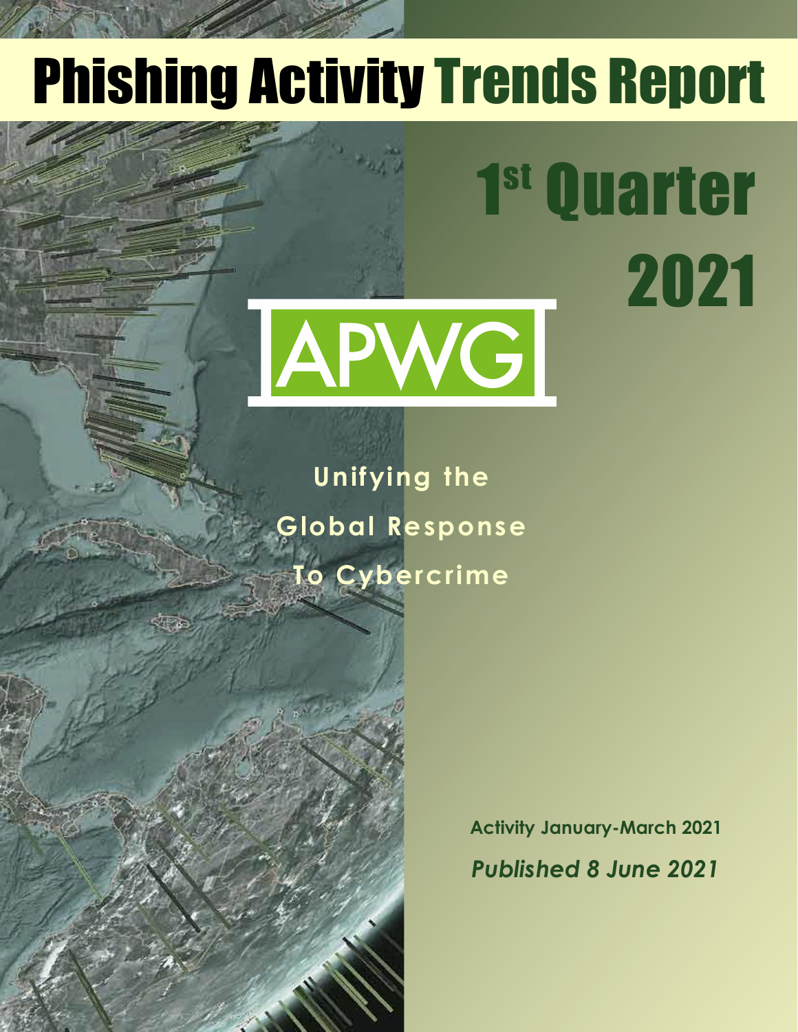# Phishing Activity Trends Report

## 1st Quarter 2021

APWG

**Unifying the Global Response To Cybercrime**

**Activity January-March 2021**

***Published 8 June 2021***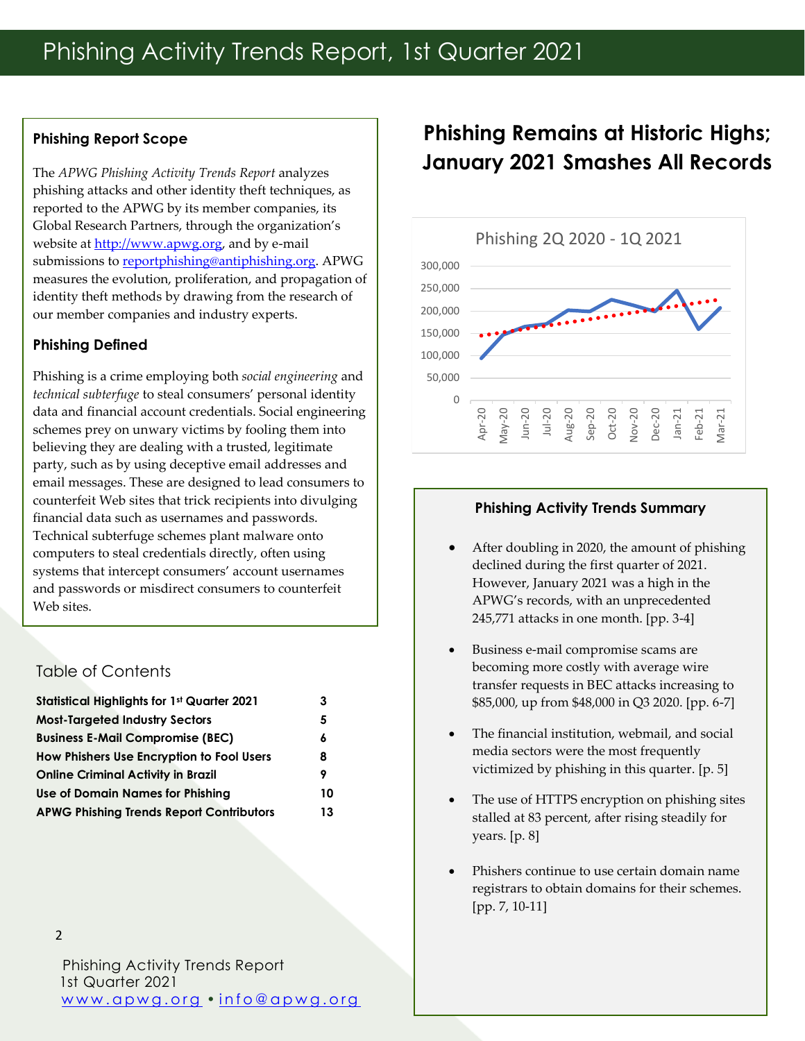# Phishing Activity Trends Report, 1st Quarter 2021

## Phishing Report Scope

The *APWG Phishing Activity Trends Report* analyzes phishing attacks and other identity theft techniques, as reported to the APWG by its member companies, its Global Research Partners, through the organization's website at http://www.apwg.org, and by e-mail submissions to reportphishing@antiphishing.org. APWG measures the evolution, proliferation, and propagation of identity theft methods by drawing from the research of our member companies and industry experts.

## Phishing Defined

Phishing is a crime employing both *social engineering* and *technical subterfuge* to steal consumers' personal identity data and financial account credentials. Social engineering schemes prey on unwary victims by fooling them into believing they are dealing with a trusted, legitimate party, such as by using deceptive email addresses and email messages. These are designed to lead consumers to counterfeit Web sites that trick recipients into divulging financial data such as usernames and passwords. Technical subterfuge schemes plant malware onto computers to steal credentials directly, often using systems that intercept consumers' account usernames and passwords or misdirect consumers to counterfeit Web sites.

## Table of Contents

| | |
|---|---|
| **Statistical Highlights for 1st Quarter 2021** | **3** |
| **Most-Targeted Industry Sectors** | **5** |
| **Business E-Mail Compromise (BEC)** | **6** |
| **How Phishers Use Encryption to Fool Users** | **8** |
| **Online Criminal Activity in Brazil** | **9** |
| **Use of Domain Names for Phishing** | **10** |
| **APWG Phishing Trends Report Contributors** | **13** |

## Phishing Remains at Historic Highs; January 2021 Smashes All Records

Phishing 2Q 2020 - 1Q 2021

## Phishing Activity Trends Summary

- After doubling in 2020, the amount of phishing declined during the first quarter of 2021. However, January 2021 was a high in the APWG's records, with an unprecedented 245,771 attacks in one month. [pp. 3-4]
- Business e-mail compromise scams are becoming more costly with average wire transfer requests in BEC attacks increasing to $85,000, up from $48,000 in Q3 2020. [pp. 6-7]
- The financial institution, webmail, and social media sectors were the most frequently victimized by phishing in this quarter. [p. 5]
- The use of HTTPS encryption on phishing sites stalled at 83 percent, after rising steadily for years. [p. 8]
- Phishers continue to use certain domain name registrars to obtain domains for their schemes. [pp. 7, 10-11]

Phishing Activity Trends Report
1st Quarter 2021
www.apwg.org • info@apwg.org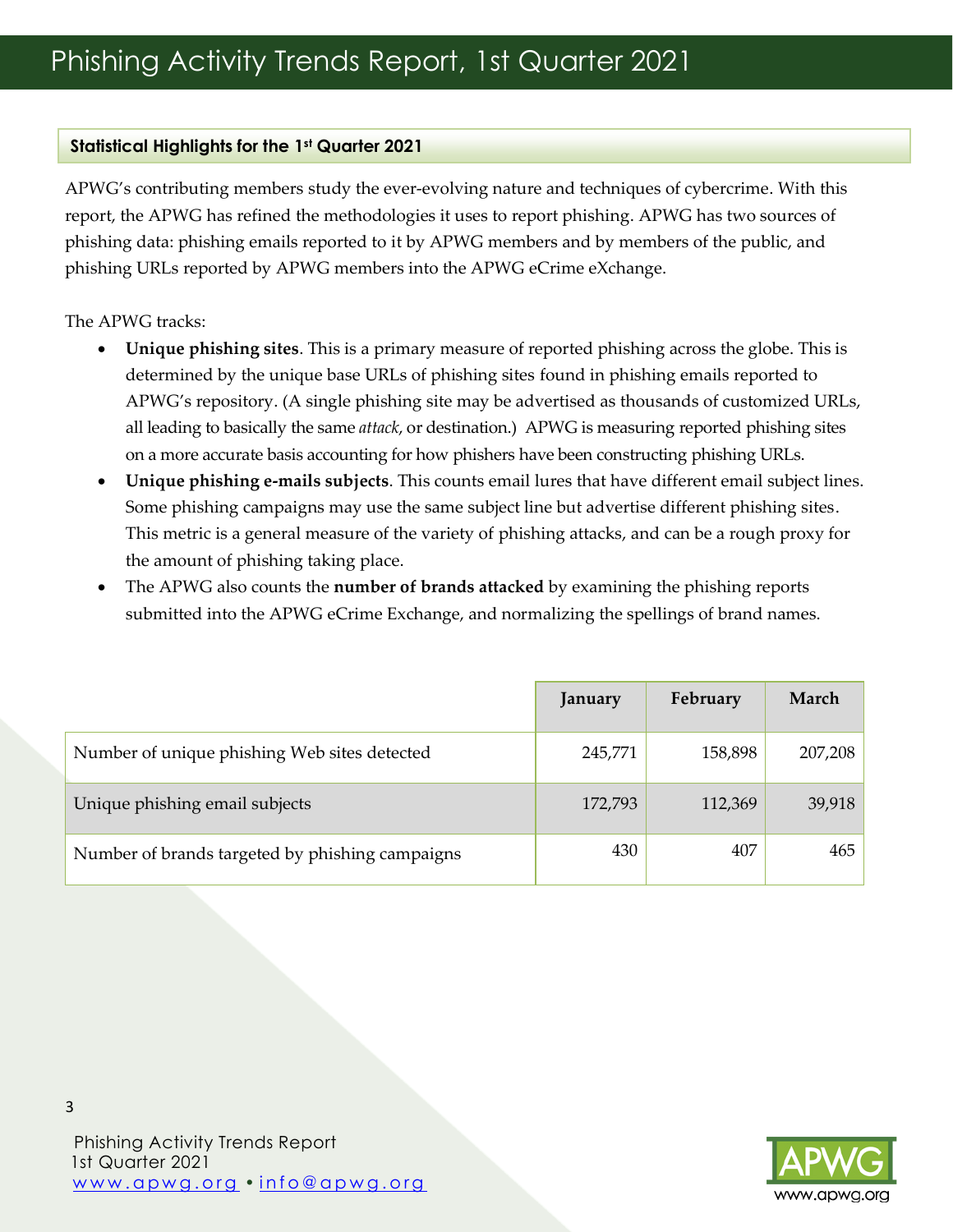# Phishing Activity Trends Report, 1st Quarter 2021

## Statistical Highlights for the 1st Quarter 2021

APWG's contributing members study the ever-evolving nature and techniques of cybercrime. With this report, the APWG has refined the methodologies it uses to report phishing. APWG has two sources of phishing data: phishing emails reported to it by APWG members and by members of the public, and phishing URLs reported by APWG members into the APWG eCrime eXchange.

The APWG tracks:

- **Unique phishing sites**. This is a primary measure of reported phishing across the globe. This is determined by the unique base URLs of phishing sites found in phishing emails reported to APWG's repository. (A single phishing site may be advertised as thousands of customized URLs, all leading to basically the same *attack*, or destination.) APWG is measuring reported phishing sites on a more accurate basis accounting for how phishers have been constructing phishing URLs.
- **Unique phishing e-mails subjects**. This counts email lures that have different email subject lines. Some phishing campaigns may use the same subject line but advertise different phishing sites. This metric is a general measure of the variety of phishing attacks, and can be a rough proxy for the amount of phishing taking place.
- The APWG also counts the **number of brands attacked** by examining the phishing reports submitted into the APWG eCrime Exchange, and normalizing the spellings of brand names.

| | January | February | March |
|---|---|---|---|
| Number of unique phishing Web sites detected | 245,771 | 158,898 | 207,208 |
| Unique phishing email subjects | 172,793 | 112,369 | 39,918 |
| Number of brands targeted by phishing campaigns | 430 | 407 | 465 |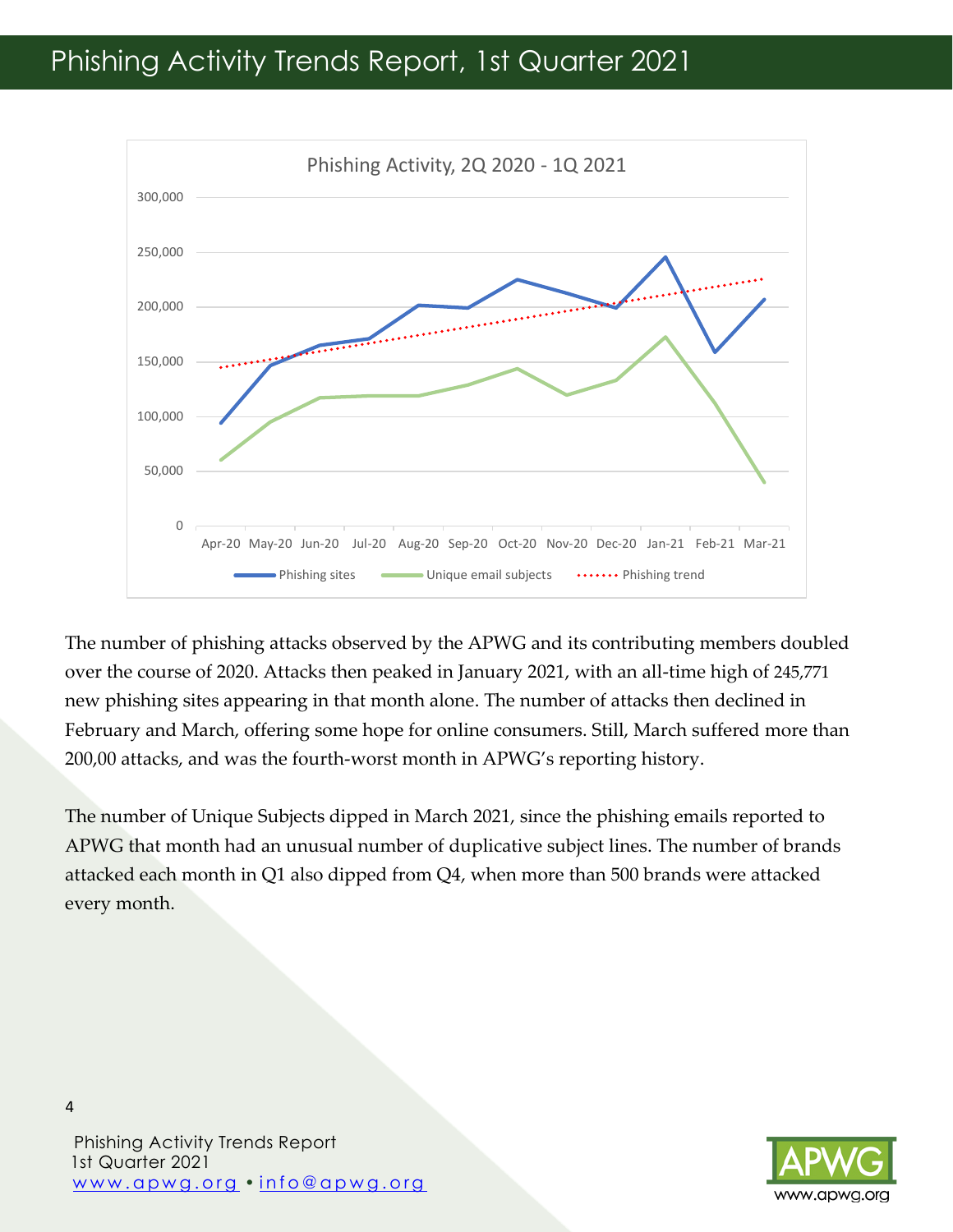Phishing Activity, 2Q 2020 - 1Q 2021

The number of phishing attacks observed by the APWG and its contributing members doubled over the course of 2020. Attacks then peaked in January 2021, with an all-time high of 245,771 new phishing sites appearing in that month alone. The number of attacks then declined in February and March, offering some hope for online consumers. Still, March suffered more than 200,00 attacks, and was the fourth-worst month in APWG's reporting history.

The number of Unique Subjects dipped in March 2021, since the phishing emails reported to APWG that month had an unusual number of duplicative subject lines. The number of brands attacked each month in Q1 also dipped from Q4, when more than 500 brands were attacked every month.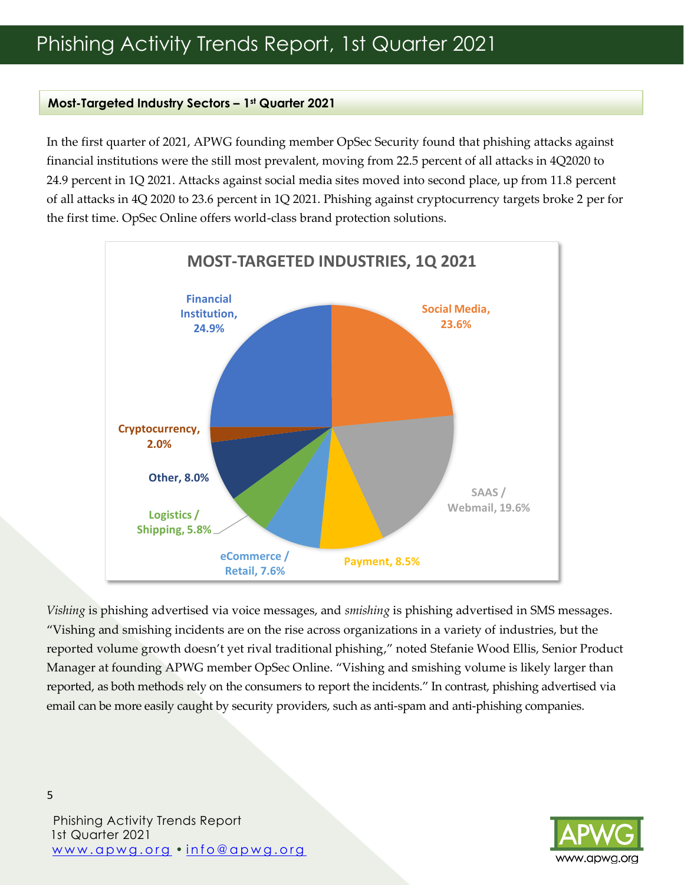## Most-Targeted Industry Sectors – 1st Quarter 2021

In the first quarter of 2021, APWG founding member OpSec Security found that phishing attacks against financial institutions were the still most prevalent, moving from 22.5 percent of all attacks in 4Q2020 to 24.9 percent in 1Q 2021. Attacks against social media sites moved into second place, up from 11.8 percent of all attacks in 4Q 2020 to 23.6 percent in 1Q 2021. Phishing against cryptocurrency targets broke 2 per for the first time. OpSec Online offers world-class brand protection solutions.

**MOST-TARGETED INDUSTRIES, 1Q 2021**

| Industry | Share |
| --- | --- |
| Financial Institution | 24.9% |
| Social Media | 23.6% |
| SAAS / Webmail | 19.6% |
| Payment | 8.5% |
| eCommerce / Retail | 7.6% |
| Logistics / Shipping | 5.8% |
| Other | 8.0% |
| Cryptocurrency | 2.0% |

*Vishing* is phishing advertised via voice messages, and *smishing* is phishing advertised in SMS messages. "Vishing and smishing incidents are on the rise across organizations in a variety of industries, but the reported volume growth doesn't yet rival traditional phishing," noted Stefanie Wood Ellis, Senior Product Manager at founding APWG member OpSec Online. "Vishing and smishing volume is likely larger than reported, as both methods rely on the consumers to report the incidents." In contrast, phishing advertised via email can be more easily caught by security providers, such as anti-spam and anti-phishing companies.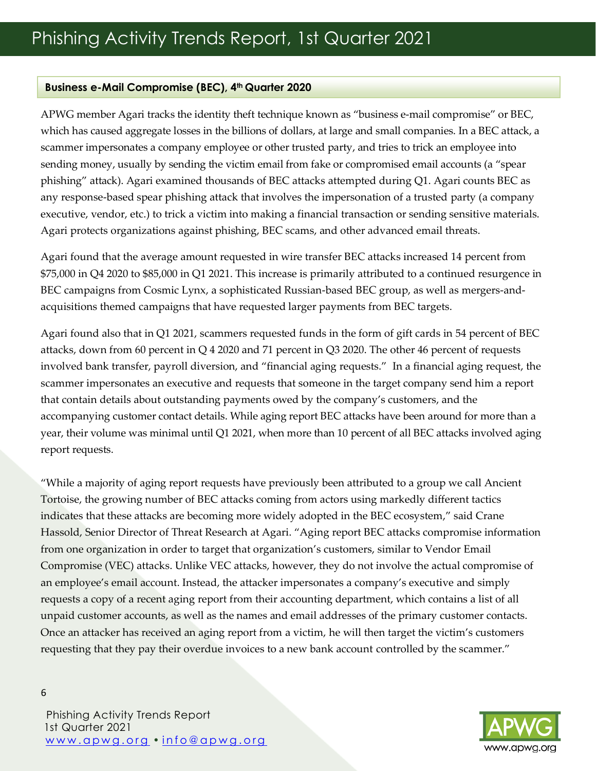## Business e-Mail Compromise (BEC), 4th Quarter 2020

APWG member Agari tracks the identity theft technique known as "business e-mail compromise" or BEC, which has caused aggregate losses in the billions of dollars, at large and small companies. In a BEC attack, a scammer impersonates a company employee or other trusted party, and tries to trick an employee into sending money, usually by sending the victim email from fake or compromised email accounts (a "spear phishing" attack). Agari examined thousands of BEC attacks attempted during Q1. Agari counts BEC as any response-based spear phishing attack that involves the impersonation of a trusted party (a company executive, vendor, etc.) to trick a victim into making a financial transaction or sending sensitive materials. Agari protects organizations against phishing, BEC scams, and other advanced email threats.

Agari found that the average amount requested in wire transfer BEC attacks increased 14 percent from $75,000 in Q4 2020 to $85,000 in Q1 2021. This increase is primarily attributed to a continued resurgence in BEC campaigns from Cosmic Lynx, a sophisticated Russian-based BEC group, as well as mergers-and-acquisitions themed campaigns that have requested larger payments from BEC targets.

Agari found also that in Q1 2021, scammers requested funds in the form of gift cards in 54 percent of BEC attacks, down from 60 percent in Q 4 2020 and 71 percent in Q3 2020. The other 46 percent of requests involved bank transfer, payroll diversion, and "financial aging requests." In a financial aging request, the scammer impersonates an executive and requests that someone in the target company send him a report that contain details about outstanding payments owed by the company's customers, and the accompanying customer contact details. While aging report BEC attacks have been around for more than a year, their volume was minimal until Q1 2021, when more than 10 percent of all BEC attacks involved aging report requests.

"While a majority of aging report requests have previously been attributed to a group we call Ancient Tortoise, the growing number of BEC attacks coming from actors using markedly different tactics indicates that these attacks are becoming more widely adopted in the BEC ecosystem," said Crane Hassold, Senior Director of Threat Research at Agari. "Aging report BEC attacks compromise information from one organization in order to target that organization's customers, similar to Vendor Email Compromise (VEC) attacks. Unlike VEC attacks, however, they do not involve the actual compromise of an employee's email account. Instead, the attacker impersonates a company's executive and simply requests a copy of a recent aging report from their accounting department, which contains a list of all unpaid customer accounts, as well as the names and email addresses of the primary customer contacts. Once an attacker has received an aging report from a victim, he will then target the victim's customers requesting that they pay their overdue invoices to a new bank account controlled by the scammer."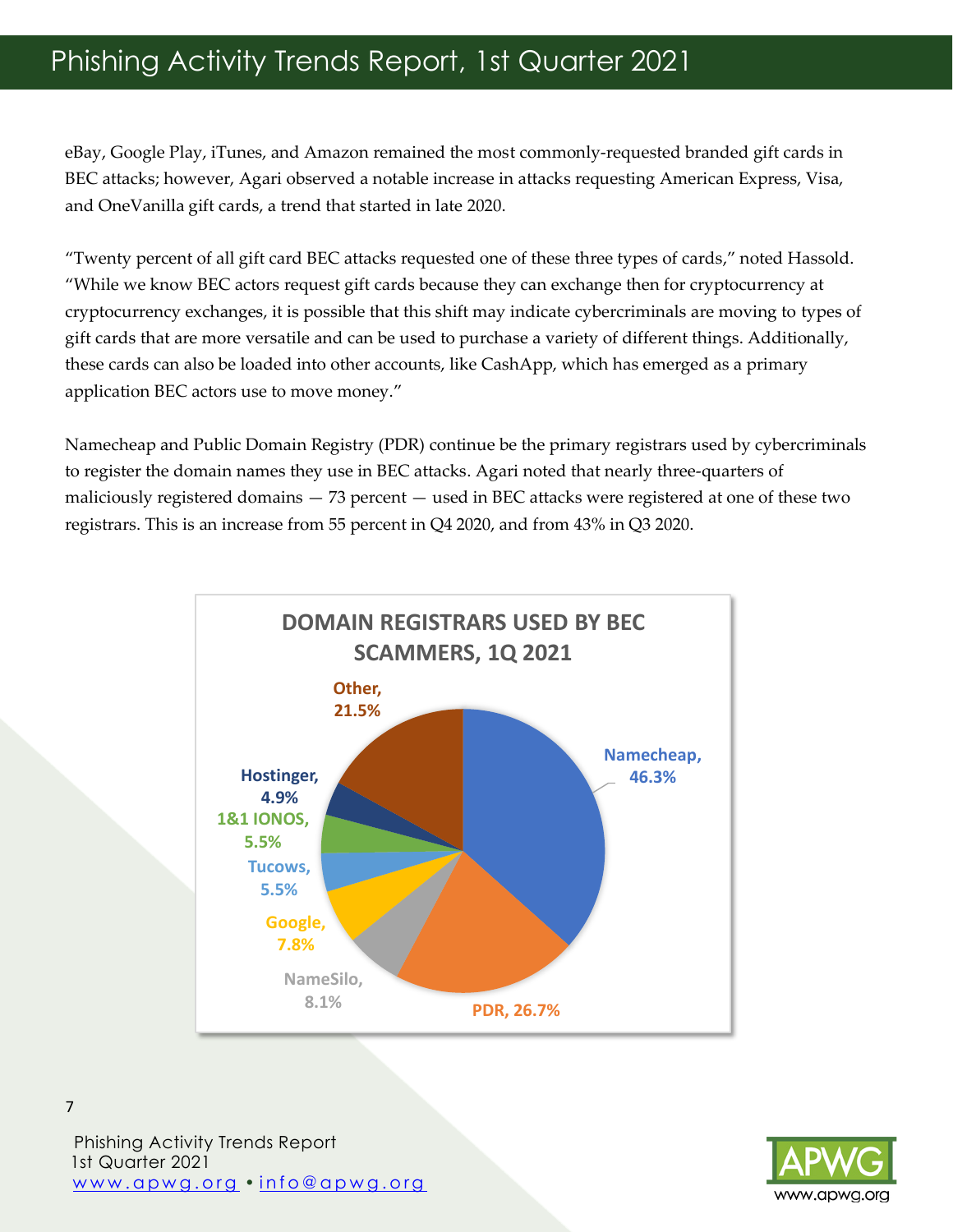eBay, Google Play, iTunes, and Amazon remained the most commonly-requested branded gift cards in BEC attacks; however, Agari observed a notable increase in attacks requesting American Express, Visa, and OneVanilla gift cards, a trend that started in late 2020.

"Twenty percent of all gift card BEC attacks requested one of these three types of cards," noted Hassold. "While we know BEC actors request gift cards because they can exchange then for cryptocurrency at cryptocurrency exchanges, it is possible that this shift may indicate cybercriminals are moving to types of gift cards that are more versatile and can be used to purchase a variety of different things. Additionally, these cards can also be loaded into other accounts, like CashApp, which has emerged as a primary application BEC actors use to move money."

Namecheap and Public Domain Registry (PDR) continue be the primary registrars used by cybercriminals to register the domain names they use in BEC attacks. Agari noted that nearly three-quarters of maliciously registered domains — 73 percent — used in BEC attacks were registered at one of these two registrars. This is an increase from 55 percent in Q4 2020, and from 43% in Q3 2020.

**DOMAIN REGISTRARS USED BY BEC SCAMMERS, 1Q 2021**

| Registrar | Share |
|---|---|
| Namecheap | 46.3% |
| PDR | 26.7% |
| NameSilo | 8.1% |
| Google | 7.8% |
| Tucows | 5.5% |
| 1&1 IONOS | 5.5% |
| Hostinger | 4.9% |
| Other | 21.5% |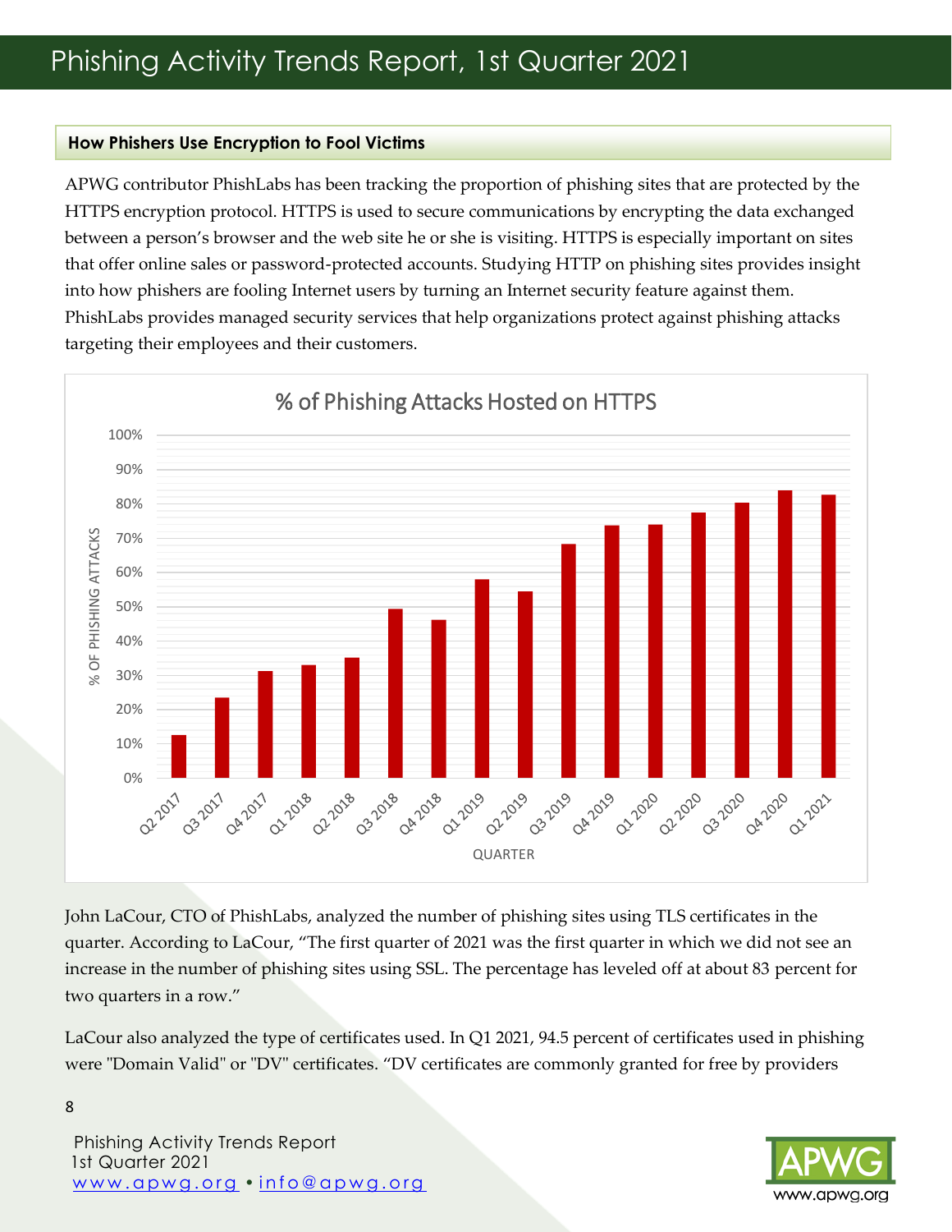## How Phishers Use Encryption to Fool Victims

APWG contributor PhishLabs has been tracking the proportion of phishing sites that are protected by the HTTPS encryption protocol. HTTPS is used to secure communications by encrypting the data exchanged between a person's browser and the web site he or she is visiting. HTTPS is especially important on sites that offer online sales or password-protected accounts. Studying HTTP on phishing sites provides insight into how phishers are fooling Internet users by turning an Internet security feature against them. PhishLabs provides managed security services that help organizations protect against phishing attacks targeting their employees and their customers.

**% of Phishing Attacks Hosted on HTTPS**

| Quarter | % of Phishing Attacks |
|---|---|
| Q2 2017 | ~12% |
| Q3 2017 | ~23% |
| Q4 2017 | ~31% |
| Q1 2018 | ~33% |
| Q2 2018 | ~35% |
| Q3 2018 | ~49% |
| Q4 2018 | ~46% |
| Q1 2019 | ~58% |
| Q2 2019 | ~54% |
| Q3 2019 | ~68% |
| Q4 2019 | ~74% |
| Q1 2020 | ~74% |
| Q2 2020 | ~77% |
| Q3 2020 | ~80% |
| Q4 2020 | ~84% |
| Q1 2021 | ~83% |

John LaCour, CTO of PhishLabs, analyzed the number of phishing sites using TLS certificates in the quarter. According to LaCour, "The first quarter of 2021 was the first quarter in which we did not see an increase in the number of phishing sites using SSL. The percentage has leveled off at about 83 percent for two quarters in a row."

LaCour also analyzed the type of certificates used. In Q1 2021, 94.5 percent of certificates used in phishing were "Domain Valid" or "DV" certificates. "DV certificates are commonly granted for free by providers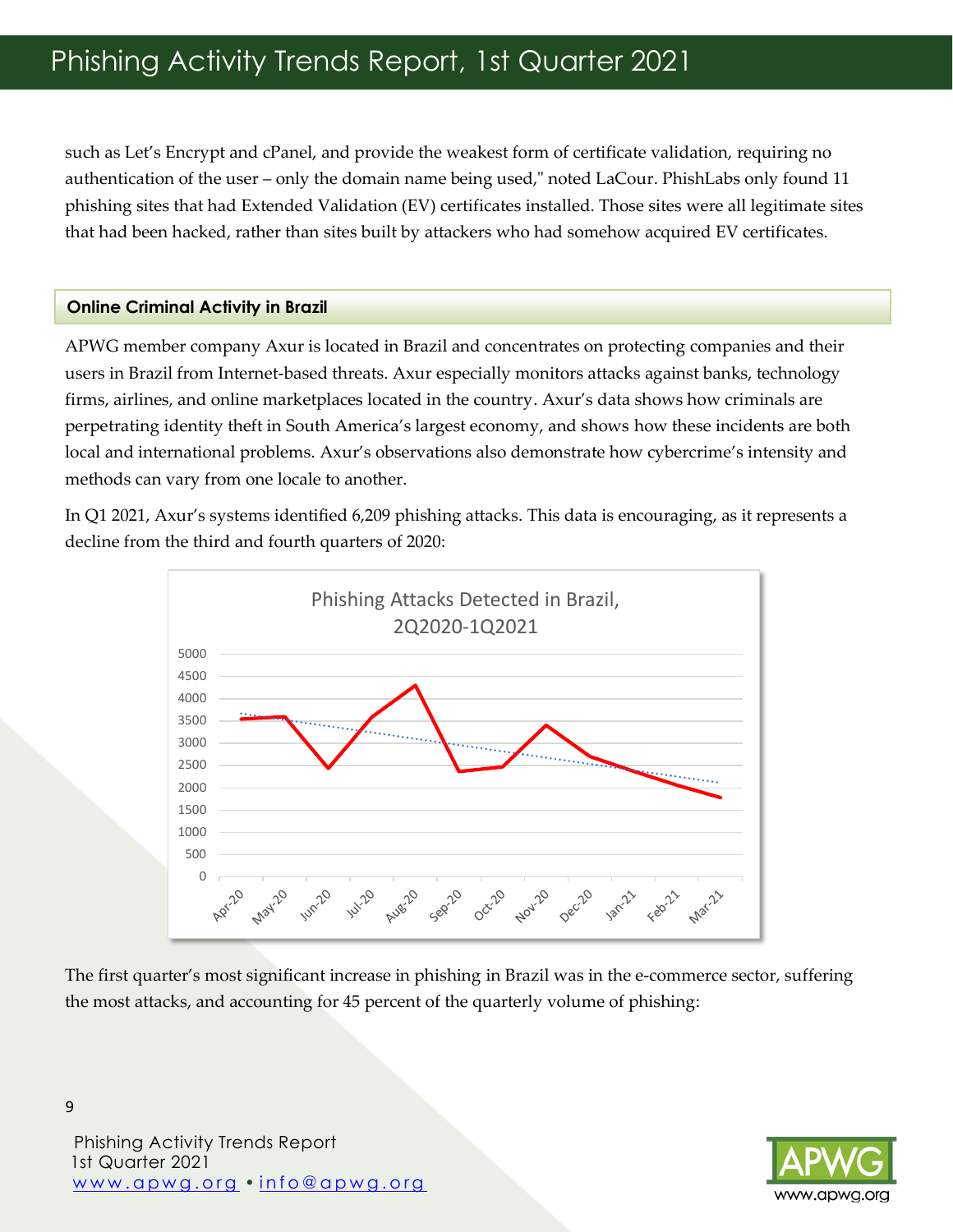such as Let's Encrypt and cPanel, and provide the weakest form of certificate validation, requiring no authentication of the user – only the domain name being used," noted LaCour. PhishLabs only found 11 phishing sites that had Extended Validation (EV) certificates installed. Those sites were all legitimate sites that had been hacked, rather than sites built by attackers who had somehow acquired EV certificates.

## Online Criminal Activity in Brazil

APWG member company Axur is located in Brazil and concentrates on protecting companies and their users in Brazil from Internet-based threats. Axur especially monitors attacks against banks, technology firms, airlines, and online marketplaces located in the country. Axur's data shows how criminals are perpetrating identity theft in South America's largest economy, and shows how these incidents are both local and international problems. Axur's observations also demonstrate how cybercrime's intensity and methods can vary from one locale to another.

In Q1 2021, Axur's systems identified 6,209 phishing attacks. This data is encouraging, as it represents a decline from the third and fourth quarters of 2020:

Phishing Attacks Detected in Brazil, 2Q2020-1Q2021

The first quarter's most significant increase in phishing in Brazil was in the e-commerce sector, suffering the most attacks, and accounting for 45 percent of the quarterly volume of phishing: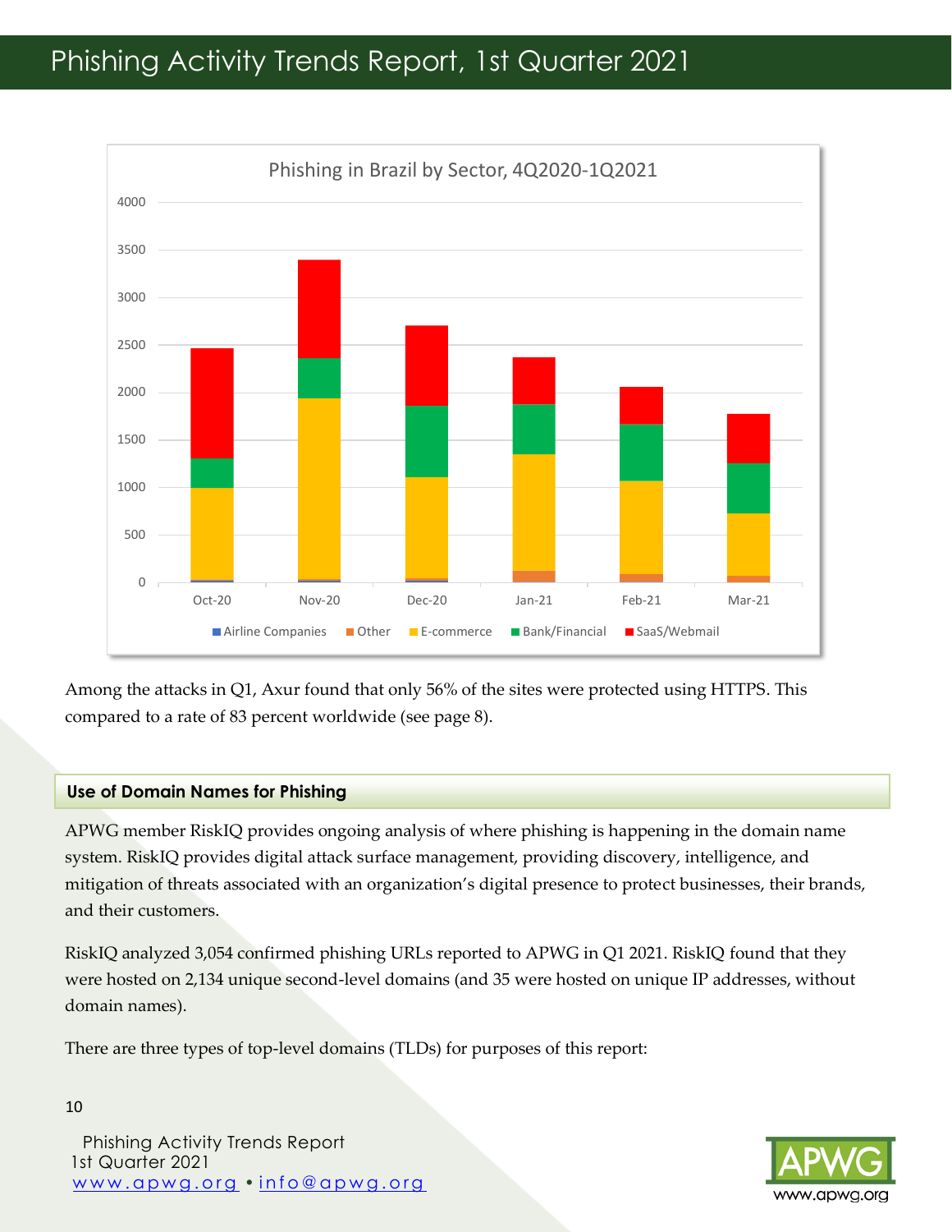Phishing in Brazil by Sector, 4Q2020-1Q2021

Among the attacks in Q1, Axur found that only 56% of the sites were protected using HTTPS. This compared to a rate of 83 percent worldwide (see page 8).

## Use of Domain Names for Phishing

APWG member RiskIQ provides ongoing analysis of where phishing is happening in the domain name system. RiskIQ provides digital attack surface management, providing discovery, intelligence, and mitigation of threats associated with an organization's digital presence to protect businesses, their brands, and their customers.

RiskIQ analyzed 3,054 confirmed phishing URLs reported to APWG in Q1 2021. RiskIQ found that they were hosted on 2,134 unique second-level domains (and 35 were hosted on unique IP addresses, without domain names).

There are three types of top-level domains (TLDs) for purposes of this report: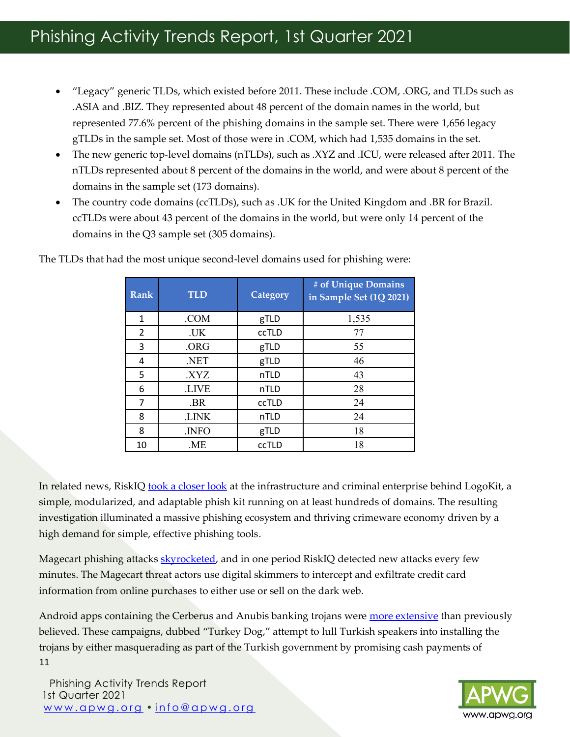- "Legacy" generic TLDs, which existed before 2011. These include .COM, .ORG, and TLDs such as .ASIA and .BIZ. They represented about 48 percent of the domain names in the world, but represented 77.6% percent of the phishing domains in the sample set. There were 1,656 legacy gTLDs in the sample set. Most of those were in .COM, which had 1,535 domains in the set.
- The new generic top-level domains (nTLDs), such as .XYZ and .ICU, were released after 2011. The nTLDs represented about 8 percent of the domains in the world, and were about 8 percent of the domains in the sample set (173 domains).
- The country code domains (ccTLDs), such as .UK for the United Kingdom and .BR for Brazil. ccTLDs were about 43 percent of the domains in the world, but were only 14 percent of the domains in the Q3 sample set (305 domains).

The TLDs that had the most unique second-level domains used for phishing were:

| Rank | TLD | Category | # of Unique Domains in Sample Set (1Q 2021) |
|---|---|---|---|
| 1 | .COM | gTLD | 1,535 |
| 2 | .UK | ccTLD | 77 |
| 3 | .ORG | gTLD | 55 |
| 4 | .NET | gTLD | 46 |
| 5 | .XYZ | nTLD | 43 |
| 6 | .LIVE | nTLD | 28 |
| 7 | .BR | ccTLD | 24 |
| 8 | .LINK | nTLD | 24 |
| 8 | .INFO | gTLD | 18 |
| 10 | .ME | ccTLD | 18 |

In related news, RiskIQ took a closer look at the infrastructure and criminal enterprise behind LogoKit, a simple, modularized, and adaptable phish kit running on at least hundreds of domains. The resulting investigation illuminated a massive phishing ecosystem and thriving crimeware economy driven by a high demand for simple, effective phishing tools.

Magecart phishing attacks skyrocketed, and in one period RiskIQ detected new attacks every few minutes. The Magecart threat actors use digital skimmers to intercept and exfiltrate credit card information from online purchases to either use or sell on the dark web.

Android apps containing the Cerberus and Anubis banking trojans were more extensive than previously believed. These campaigns, dubbed "Turkey Dog," attempt to lull Turkish speakers into installing the trojans by either masquerading as part of the Turkish government by promising cash payments of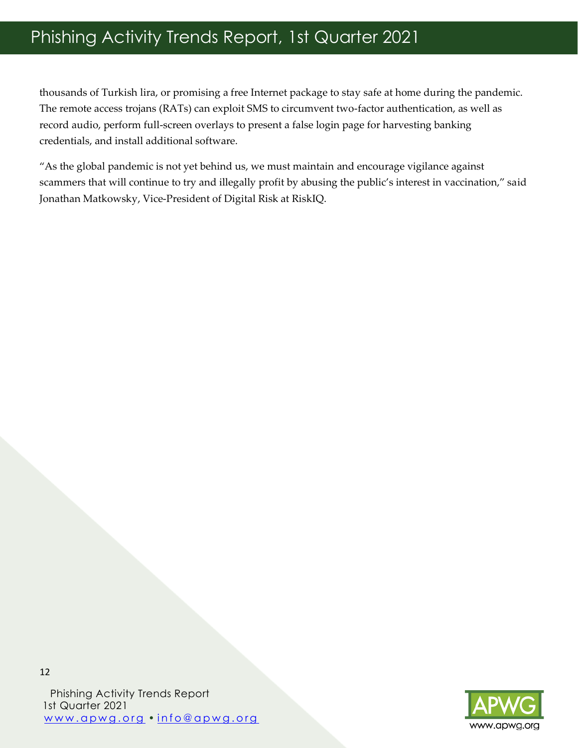thousands of Turkish lira, or promising a free Internet package to stay safe at home during the pandemic. The remote access trojans (RATs) can exploit SMS to circumvent two-factor authentication, as well as record audio, perform full-screen overlays to present a false login page for harvesting banking credentials, and install additional software.

“As the global pandemic is not yet behind us, we must maintain and encourage vigilance against scammers that will continue to try and illegally profit by abusing the public’s interest in vaccination,” said Jonathan Matkowsky, Vice-President of Digital Risk at RiskIQ.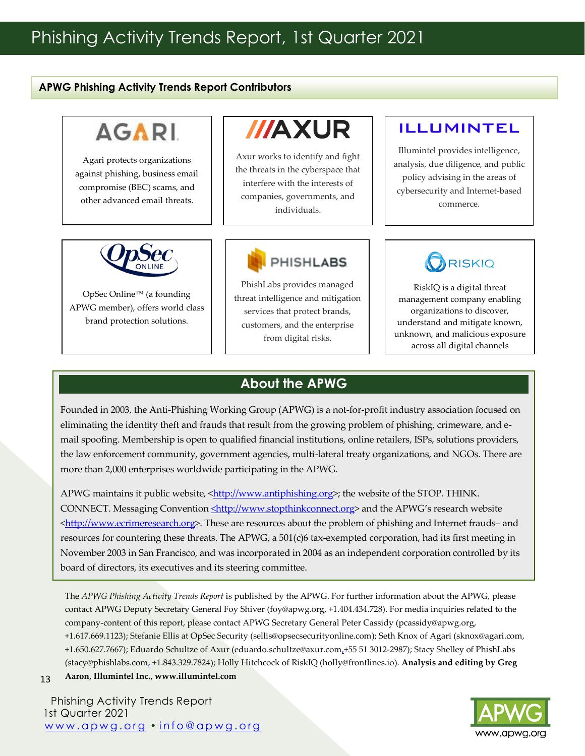## APWG Phishing Activity Trends Report Contributors

**AGARI**

Agari protects organizations against phishing, business email compromise (BEC) scams, and other advanced email threats.

**AXUR**

Axur works to identify and fight the threats in the cyberspace that interfere with the interests of companies, governments, and individuals.

**ILLUMINTEL**

Illumintel provides intelligence, analysis, due diligence, and public policy advising in the areas of cybersecurity and Internet-based commerce.

**OpSec ONLINE**

OpSec Online™ (a founding APWG member), offers world class brand protection solutions.

**PHISHLABS**

PhishLabs provides managed threat intelligence and mitigation services that protect brands, customers, and the enterprise from digital risks.

**RISKIQ**

RiskIQ is a digital threat management company enabling organizations to discover, understand and mitigate known, unknown, and malicious exposure across all digital channels

## About the APWG

Founded in 2003, the Anti-Phishing Working Group (APWG) is a not-for-profit industry association focused on eliminating the identity theft and frauds that result from the growing problem of phishing, crimeware, and e-mail spoofing. Membership is open to qualified financial institutions, online retailers, ISPs, solutions providers, the law enforcement community, government agencies, multi-lateral treaty organizations, and NGOs. There are more than 2,000 enterprises worldwide participating in the APWG.

APWG maintains it public website, <http://www.antiphishing.org>; the website of the STOP. THINK. CONNECT. Messaging Convention <http://www.stopthinkconnect.org> and the APWG's research website <http://www.ecrimeresearch.org>. These are resources about the problem of phishing and Internet frauds– and resources for countering these threats. The APWG, a 501(c)6 tax-exempted corporation, had its first meeting in November 2003 in San Francisco, and was incorporated in 2004 as an independent corporation controlled by its board of directors, its executives and its steering committee.

The *APWG Phishing Activity Trends Report* is published by the APWG. For further information about the APWG, please contact APWG Deputy Secretary General Foy Shiver (foy@apwg.org, +1.404.434.728). For media inquiries related to the company-content of this report, please contact APWG Secretary General Peter Cassidy (pcassidy@apwg.org, +1.617.669.1123); Stefanie Ellis at OpSec Security (sellis@opsecsecurityonline.com); Seth Knox of Agari (sknox@agari.com, +1.650.627.7667); Eduardo Schultze of Axur (eduardo.schultze@axur.com,+55 51 3012-2987); Stacy Shelley of PhishLabs (stacy@phishlabs.com, +1.843.329.7824); Holly Hitchcock of RiskIQ (holly@frontlines.io). **Analysis and editing by Greg Aaron, Illumintel Inc., www.illumintel.com**